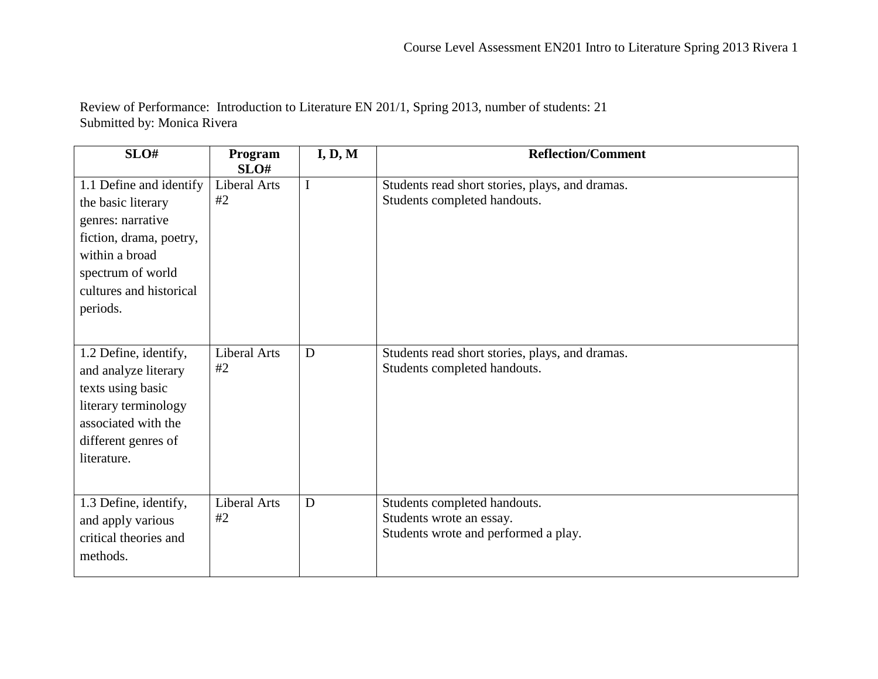Review of Performance: Introduction to Literature EN 201/1, Spring 2013, number of students: 21
Submitted by: Monica Rivera

| SLO# | Program SLO# | I, D, M | Reflection/Comment |
|---|---|---|---|
| 1.1 Define and identify the basic literary genres: narrative fiction, drama, poetry, within a broad spectrum of world cultures and historical periods. | Liberal Arts #2 | I | Students read short stories, plays, and dramas.<br>Students completed handouts. |
| 1.2 Define, identify, and analyze literary texts using basic literary terminology associated with the different genres of literature. | Liberal Arts #2 | D | Students read short stories, plays, and dramas.<br>Students completed handouts. |
| 1.3 Define, identify, and apply various critical theories and methods. | Liberal Arts #2 | D | Students completed handouts.<br>Students wrote an essay.<br>Students wrote and performed a play. |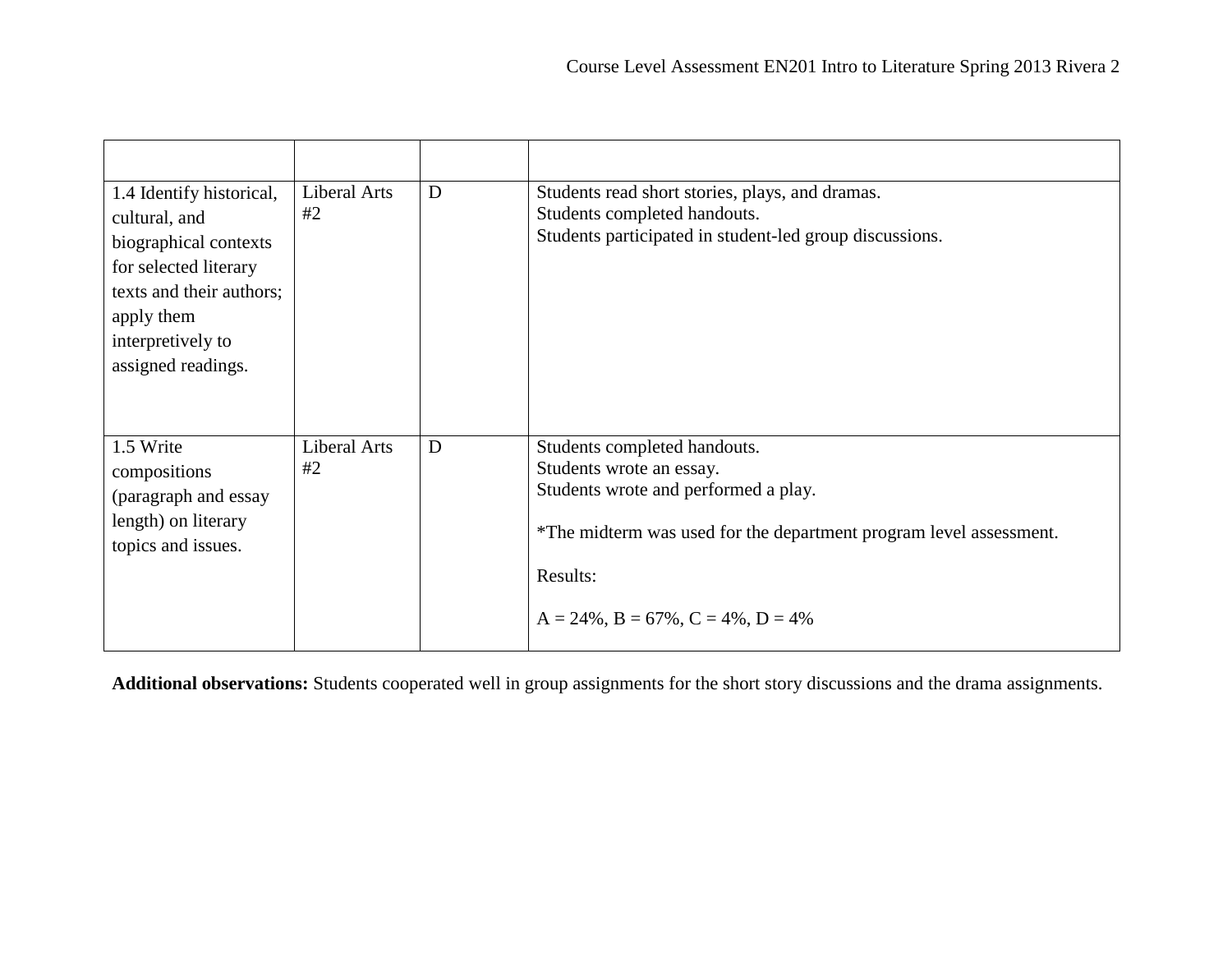| | | | |
|---|---|---|---|
| 1.4 Identify historical, cultural, and biographical contexts for selected literary texts and their authors; apply them interpretively to assigned readings. | Liberal Arts #2 | D | Students read short stories, plays, and dramas.<br>Students completed handouts.<br>Students participated in student-led group discussions. |
| 1.5 Write compositions (paragraph and essay length) on literary topics and issues. | Liberal Arts #2 | D | Students completed handouts.<br>Students wrote an essay.<br>Students wrote and performed a play.<br><br>*The midterm was used for the department program level assessment.<br><br>Results:<br><br>A = 24%, B = 67%, C = 4%, D = 4% |

**Additional observations:** Students cooperated well in group assignments for the short story discussions and the drama assignments.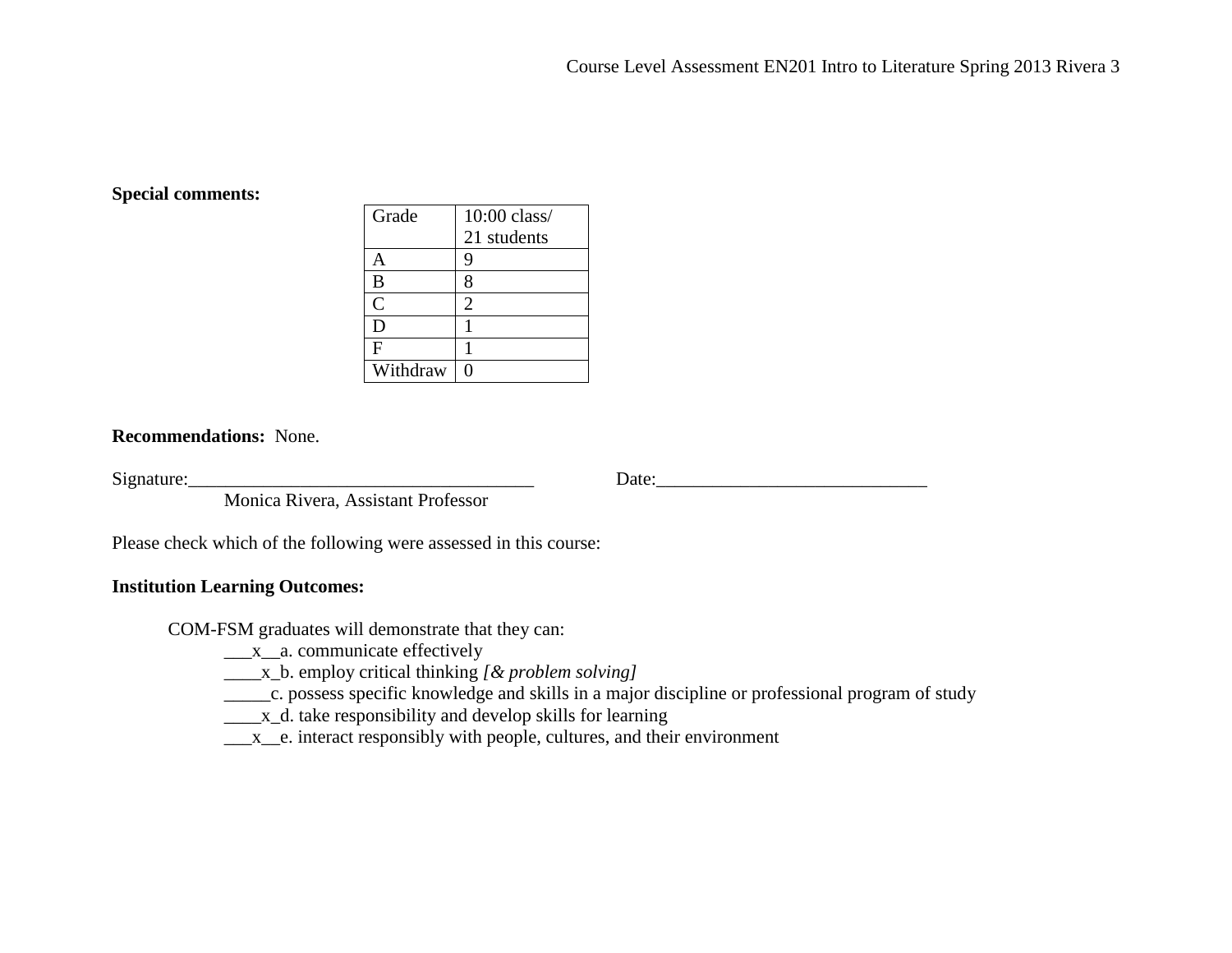**Special comments:**

| Grade | 10:00 class/ 21 students |
|---|---|
| A | 9 |
| B | 8 |
| C | 2 |
| D | 1 |
| F | 1 |
| Withdraw | 0 |

**Recommendations:** None.

Signature:_____________________________________ Date:_____________________________

Monica Rivera, Assistant Professor

Please check which of the following were assessed in this course:

**Institution Learning Outcomes:**

COM-FSM graduates will demonstrate that they can:

___x__a. communicate effectively

____x_b. employ critical thinking *[& problem solving]*

_____c. possess specific knowledge and skills in a major discipline or professional program of study

____x_d. take responsibility and develop skills for learning

___x__e. interact responsibly with people, cultures, and their environment